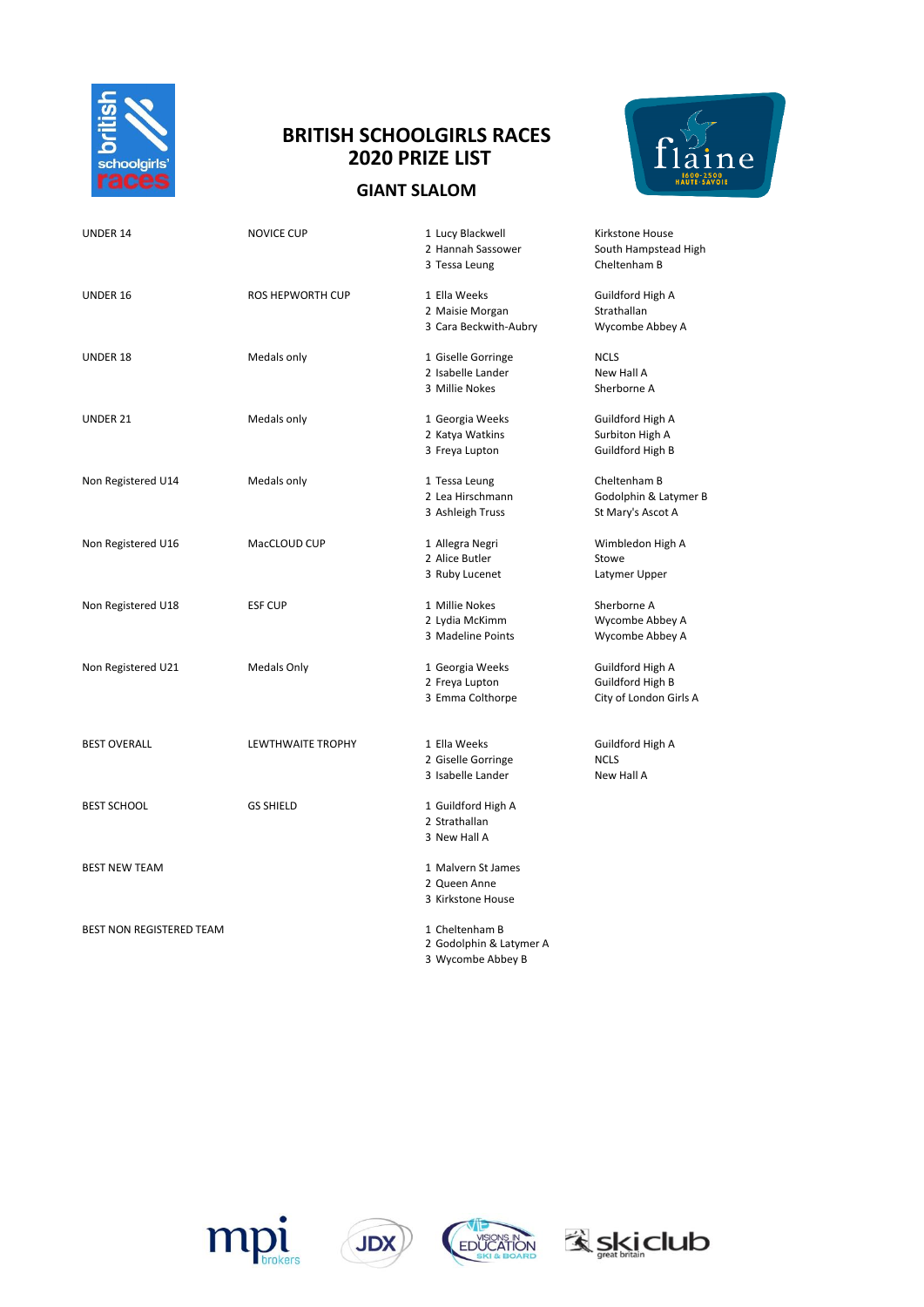# BRITISH SCHOOLGIRLS RACES
# 2020 PRIZE LIST

## GIANT SLALOM

| Category | Prize | Place | Name | School |
|---|---|---|---|---|
| UNDER 14 | NOVICE CUP | 1 | Lucy Blackwell | Kirkstone House |
| | | 2 | Hannah Sassower | South Hampstead High |
| | | 3 | Tessa Leung | Cheltenham B |
| UNDER 16 | ROS HEPWORTH CUP | 1 | Ella Weeks | Guildford High A |
| | | 2 | Maisie Morgan | Strathallan |
| | | 3 | Cara Beckwith-Aubry | Wycombe Abbey A |
| UNDER 18 | Medals only | 1 | Giselle Gorringe | NCLS |
| | | 2 | Isabelle Lander | New Hall A |
| | | 3 | Millie Nokes | Sherborne A |
| UNDER 21 | Medals only | 1 | Georgia Weeks | Guildford High A |
| | | 2 | Katya Watkins | Surbiton High A |
| | | 3 | Freya Lupton | Guildford High B |
| Non Registered U14 | Medals only | 1 | Tessa Leung | Cheltenham B |
| | | 2 | Lea Hirschmann | Godolphin & Latymer B |
| | | 3 | Ashleigh Truss | St Mary's Ascot A |
| Non Registered U16 | MacCLOUD CUP | 1 | Allegra Negri | Wimbledon High A |
| | | 2 | Alice Butler | Stowe |
| | | 3 | Ruby Lucenet | Latymer Upper |
| Non Registered U18 | ESF CUP | 1 | Millie Nokes | Sherborne A |
| | | 2 | Lydia McKimm | Wycombe Abbey A |
| | | 3 | Madeline Points | Wycombe Abbey A |
| Non Registered U21 | Medals Only | 1 | Georgia Weeks | Guildford High A |
| | | 2 | Freya Lupton | Guildford High B |
| | | 3 | Emma Colthorpe | City of London Girls A |
| BEST OVERALL | LEWTHWAITE TROPHY | 1 | Ella Weeks | Guildford High A |
| | | 2 | Giselle Gorringe | NCLS |
| | | 3 | Isabelle Lander | New Hall A |
| BEST SCHOOL | GS SHIELD | 1 | Guildford High A | |
| | | 2 | Strathallan | |
| | | 3 | New Hall A | |
| BEST NEW TEAM | | 1 | Malvern St James | |
| | | 2 | Queen Anne | |
| | | 3 | Kirkstone House | |
| BEST NON REGISTERED TEAM | | 1 | Cheltenham B | |
| | | 2 | Godolphin & Latymer A | |
| | | 3 | Wycombe Abbey B | |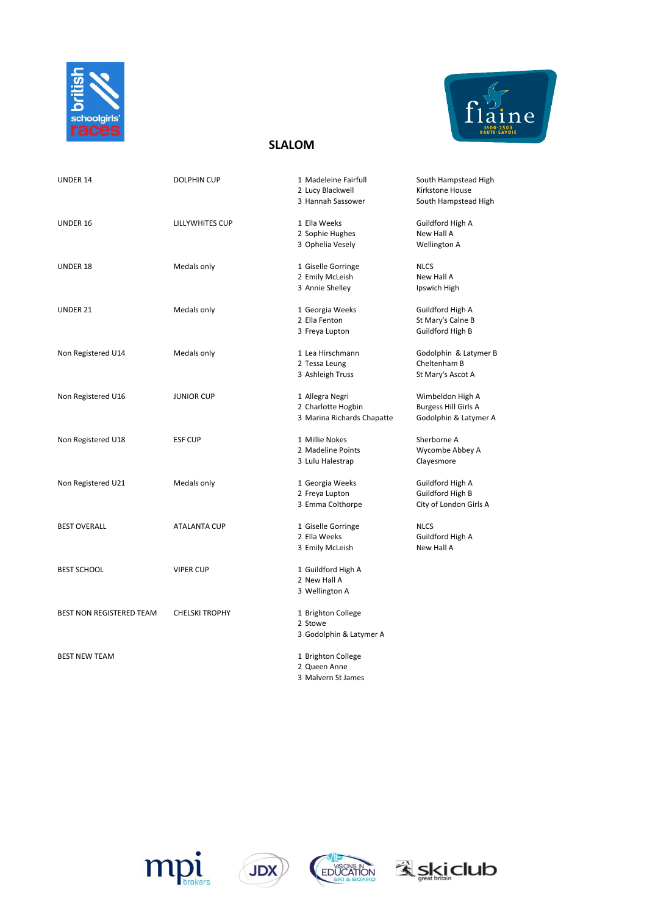## SLALOM

| Category | Award | Place | Name | School |
|---|---|---|---|---|
| UNDER 14 | DOLPHIN CUP | 1 | Madeleine Fairfull | South Hampstead High |
| | | 2 | Lucy Blackwell | Kirkstone House |
| | | 3 | Hannah Sassower | South Hampstead High |
| UNDER 16 | LILLYWHITES CUP | 1 | Ella Weeks | Guildford High A |
| | | 2 | Sophie Hughes | New Hall A |
| | | 3 | Ophelia Vesely | Wellington A |
| UNDER 18 | Medals only | 1 | Giselle Gorringe | NLCS |
| | | 2 | Emily McLeish | New Hall A |
| | | 3 | Annie Shelley | Ipswich High |
| UNDER 21 | Medals only | 1 | Georgia Weeks | Guildford High A |
| | | 2 | Ella Fenton | St Mary's Calne B |
| | | 3 | Freya Lupton | Guildford High B |
| Non Registered U14 | Medals only | 1 | Lea Hirschmann | Godolphin & Latymer B |
| | | 2 | Tessa Leung | Cheltenham B |
| | | 3 | Ashleigh Truss | St Mary's Ascot A |
| Non Registered U16 | JUNIOR CUP | 1 | Allegra Negri | Wimbeldon High A |
| | | 2 | Charlotte Hogbin | Burgess Hill Girls A |
| | | 3 | Marina Richards Chapatte | Godolphin & Latymer A |
| Non Registered U18 | ESF CUP | 1 | Millie Nokes | Sherborne A |
| | | 2 | Madeline Points | Wycombe Abbey A |
| | | 3 | Lulu Halestrap | Clayesmore |
| Non Registered U21 | Medals only | 1 | Georgia Weeks | Guildford High A |
| | | 2 | Freya Lupton | Guildford High B |
| | | 3 | Emma Colthorpe | City of London Girls A |
| BEST OVERALL | ATALANTA CUP | 1 | Giselle Gorringe | NLCS |
| | | 2 | Ella Weeks | Guildford High A |
| | | 3 | Emily McLeish | New Hall A |
| BEST SCHOOL | VIPER CUP | 1 | Guildford High A | |
| | | 2 | New Hall A | |
| | | 3 | Wellington A | |
| BEST NON REGISTERED TEAM | CHELSKI TROPHY | 1 | Brighton College | |
| | | 2 | Stowe | |
| | | 3 | Godolphin & Latymer A | |
| BEST NEW TEAM | | 1 | Brighton College | |
| | | 2 | Queen Anne | |
| | | 3 | Malvern St James | |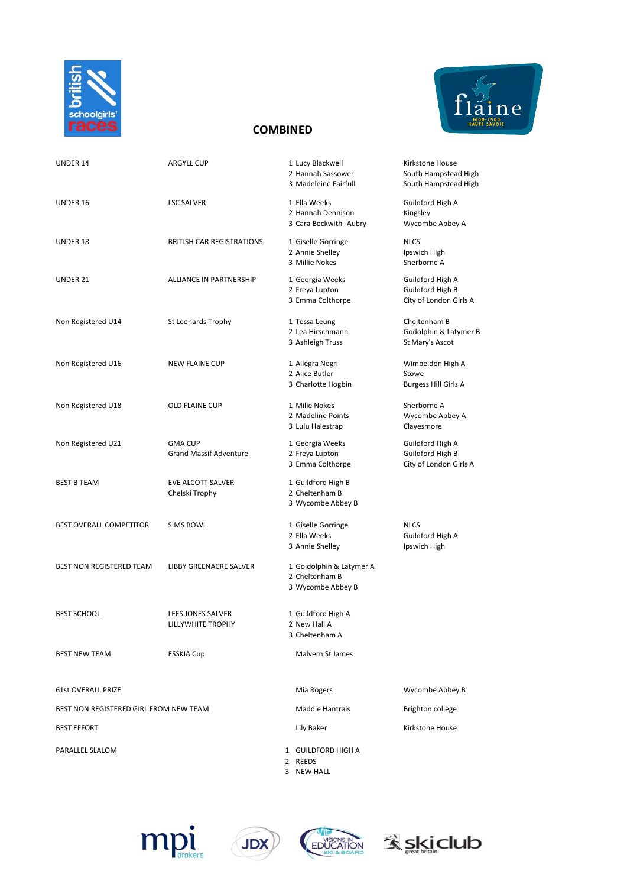## COMBINED

| | | | |
|---|---|---|---|
| UNDER 14 | ARGYLL CUP | 1 Lucy Blackwell<br>2 Hannah Sassower<br>3 Madeleine Fairfull | Kirkstone House<br>South Hampstead High<br>South Hampstead High |
| UNDER 16 | LSC SALVER | 1 Ella Weeks<br>2 Hannah Dennison<br>3 Cara Beckwith -Aubry | Guildford High A<br>Kingsley<br>Wycombe Abbey A |
| UNDER 18 | BRITISH CAR REGISTRATIONS | 1 Giselle Gorringe<br>2 Annie Shelley<br>3 Millie Nokes | NLCS<br>Ipswich High<br>Sherborne A |
| UNDER 21 | ALLIANCE IN PARTNERSHIP | 1 Georgia Weeks<br>2 Freya Lupton<br>3 Emma Colthorpe | Guildford High A<br>Guildford High B<br>City of London Girls A |
| Non Registered U14 | St Leonards Trophy | 1 Tessa Leung<br>2 Lea Hirschmann<br>3 Ashleigh Truss | Cheltenham B<br>Godolphin & Latymer B<br>St Mary's Ascot |
| Non Registered U16 | NEW FLAINE CUP | 1 Allegra Negri<br>2 Alice Butler<br>3 Charlotte Hogbin | Wimbeldon High A<br>Stowe<br>Burgess Hill Girls A |
| Non Registered U18 | OLD FLAINE CUP | 1 Mille Nokes<br>2 Madeline Points<br>3 Lulu Halestrap | Sherborne A<br>Wycombe Abbey A<br>Clayesmore |
| Non Registered U21 | GMA CUP<br>Grand Massif Adventure | 1 Georgia Weeks<br>2 Freya Lupton<br>3 Emma Colthorpe | Guildford High A<br>Guildford High B<br>City of London Girls A |
| BEST B TEAM | EVE ALCOTT SALVER<br>Chelski Trophy | 1 Guildford High B<br>2 Cheltenham B<br>3 Wycombe Abbey B | |
| BEST OVERALL COMPETITOR | SIMS BOWL | 1 Giselle Gorringe<br>2 Ella Weeks<br>3 Annie Shelley | NLCS<br>Guildford High A<br>Ipswich High |
| BEST NON REGISTERED TEAM | LIBBY GREENACRE SALVER | 1 Goldolphin & Latymer A<br>2 Cheltenham B<br>3 Wycombe Abbey B | |
| BEST SCHOOL | LEES JONES SALVER<br>LILLYWHITE TROPHY | 1 Guildford High A<br>2 New Hall A<br>3 Cheltenham A | |
| BEST NEW TEAM | ESSKIA Cup | Malvern St James | |
| 61st OVERALL PRIZE | | Mia Rogers | Wycombe Abbey B |
| BEST NON REGISTERED GIRL FROM NEW TEAM | | Maddie Hantrais | Brighton college |
| BEST EFFORT | | Lily Baker | Kirkstone House |
| PARALLEL SLALOM | | 1 GUILDFORD HIGH A<br>2 REEDS<br>3 NEW HALL | |